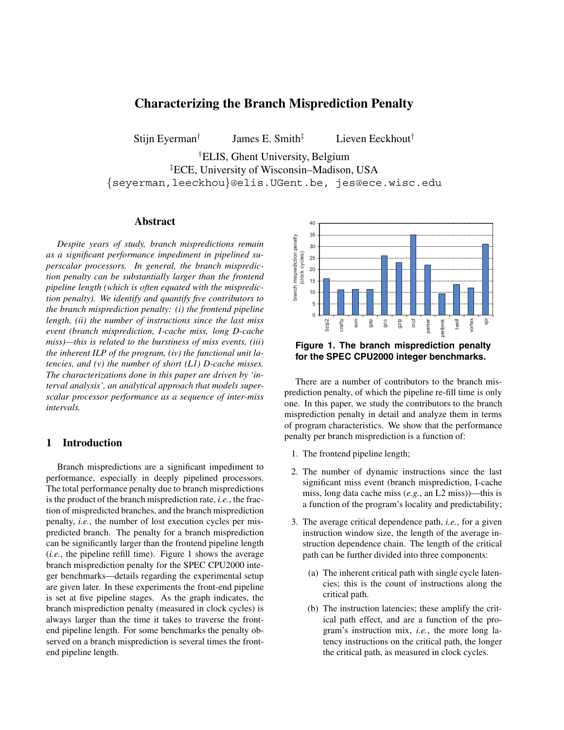# Characterizing the Branch Misprediction Penalty

Stijn Eyerman[†] James E. Smith[‡] Lieven Eeckhout[†]

[†]ELIS, Ghent University, Belgium
[‡]ECE, University of Wisconsin–Madison, USA
{seyerman,leeckhou}@elis.UGent.be, jes@ece.wisc.edu

## Abstract

*Despite years of study, branch mispredictions remain as a significant performance impediment in pipelined superscalar processors. In general, the branch misprediction penalty can be substantially larger than the frontend pipeline length (which is often equated with the misprediction penalty). We identify and quantify five contributors to the branch misprediction penalty: (i) the frontend pipeline length, (ii) the number of instructions since the last miss event (branch misprediction, I-cache miss, long D-cache miss)—this is related to the burstiness of miss events, (iii) the inherent ILP of the program, (iv) the functional unit latencies, and (v) the number of short (L1) D-cache misses. The characterizations done in this paper are driven by 'interval analysis', an analytical approach that models superscalar processor performance as a sequence of inter-miss intervals.*

## 1 Introduction

Branch mispredictions are a significant impediment to performance, especially in deeply pipelined processors. The total performance penalty due to branch mispredictions is the product of the branch misprediction rate, *i.e.*, the fraction of mispredicted branches, and the branch misprediction penalty, *i.e.*, the number of lost execution cycles per mispredicted branch. The penalty for a branch misprediction can be significantly larger than the frontend pipeline length (*i.e.*, the pipeline refill time). Figure 1 shows the average branch misprediction penalty for the SPEC CPU2000 integer benchmarks—details regarding the experimental setup are given later. In these experiments the front-end pipeline is set at five pipeline stages. As the graph indicates, the branch misprediction penalty (measured in clock cycles) is always larger than the time it takes to traverse the frontend pipeline length. For some benchmarks the penalty observed on a branch misprediction is several times the frontend pipeline length.

**Figure 1. The branch misprediction penalty for the SPEC CPU2000 integer benchmarks.**

There are a number of contributors to the branch misprediction penalty, of which the pipeline re-fill time is only one. In this paper, we study the contributors to the branch misprediction penalty in detail and analyze them in terms of program characteristics. We show that the performance penalty per branch misprediction is a function of:

1. The frontend pipeline length;
2. The number of dynamic instructions since the last significant miss event (branch misprediction, I-cache miss, long data cache miss (*e.g.*, an L2 miss))—this is a function of the program's locality and predictability;
3. The average critical dependence path, *i.e.*, for a given instruction window size, the length of the average instruction dependence chain. The length of the critical path can be further divided into three components:
   (a) The inherent critical path with single cycle latencies; this is the count of instructions along the critical path.
   (b) The instruction latencies; these amplify the critical path effect, and are a function of the program's instruction mix, *i.e.*, the more long latency instructions on the critical path, the longer the critical path, as measured in clock cycles.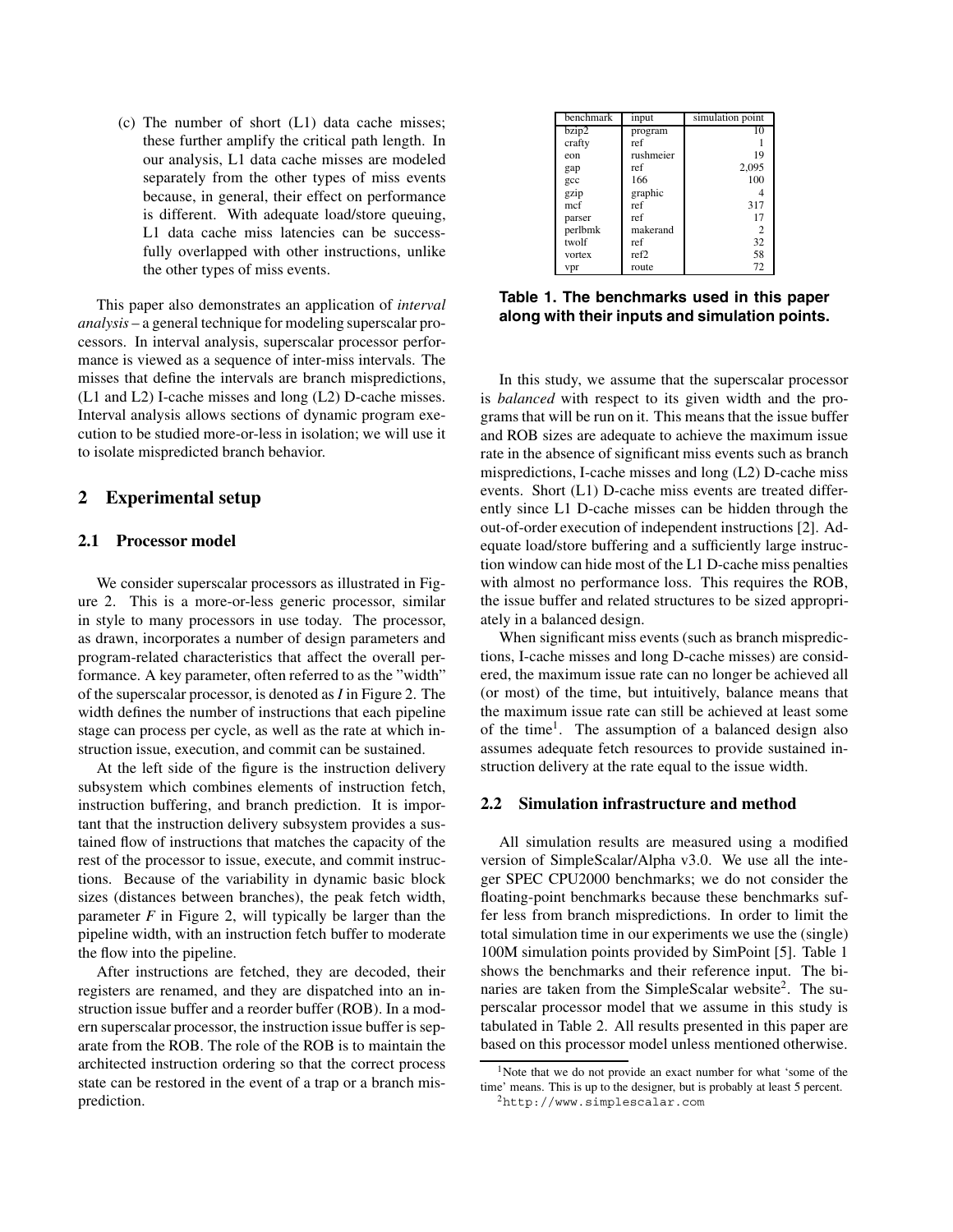(c) The number of short (L1) data cache misses; these further amplify the critical path length. In our analysis, L1 data cache misses are modeled separately from the other types of miss events because, in general, their effect on performance is different. With adequate load/store queuing, L1 data cache miss latencies can be successfully overlapped with other instructions, unlike the other types of miss events.

This paper also demonstrates an application of *interval analysis* – a general technique for modeling superscalar processors. In interval analysis, superscalar processor performance is viewed as a sequence of inter-miss intervals. The misses that define the intervals are branch mispredictions, (L1 and L2) I-cache misses and long (L2) D-cache misses. Interval analysis allows sections of dynamic program execution to be studied more-or-less in isolation; we will use it to isolate mispredicted branch behavior.

## 2 Experimental setup

### 2.1 Processor model

We consider superscalar processors as illustrated in Figure 2. This is a more-or-less generic processor, similar in style to many processors in use today. The processor, as drawn, incorporates a number of design parameters and program-related characteristics that affect the overall performance. A key parameter, often referred to as the "width" of the superscalar processor, is denoted as *I* in Figure 2. The width defines the number of instructions that each pipeline stage can process per cycle, as well as the rate at which instruction issue, execution, and commit can be sustained.

At the left side of the figure is the instruction delivery subsystem which combines elements of instruction fetch, instruction buffering, and branch prediction. It is important that the instruction delivery subsystem provides a sustained flow of instructions that matches the capacity of the rest of the processor to issue, execute, and commit instructions. Because of the variability in dynamic basic block sizes (distances between branches), the peak fetch width, parameter *F* in Figure 2, will typically be larger than the pipeline width, with an instruction fetch buffer to moderate the flow into the pipeline.

After instructions are fetched, they are decoded, their registers are renamed, and they are dispatched into an instruction issue buffer and a reorder buffer (ROB). In a modern superscalar processor, the instruction issue buffer is separate from the ROB. The role of the ROB is to maintain the architected instruction ordering so that the correct process state can be restored in the event of a trap or a branch misprediction.

| benchmark | input | simulation point |
|---|---|---|
| bzip2 | program | 10 |
| crafty | ref | 1 |
| eon | rushmeier | 19 |
| gap | ref | 2,095 |
| gcc | 166 | 100 |
| gzip | graphic | 4 |
| mcf | ref | 317 |
| parser | ref | 17 |
| perlbmk | makerand | 2 |
| twolf | ref | 32 |
| vortex | ref2 | 58 |
| vpr | route | 72 |

**Table 1. The benchmarks used in this paper along with their inputs and simulation points.**

In this study, we assume that the superscalar processor is *balanced* with respect to its given width and the programs that will be run on it. This means that the issue buffer and ROB sizes are adequate to achieve the maximum issue rate in the absence of significant miss events such as branch mispredictions, I-cache misses and long (L2) D-cache miss events. Short (L1) D-cache miss events are treated differently since L1 D-cache misses can be hidden through the out-of-order execution of independent instructions [2]. Adequate load/store buffering and a sufficiently large instruction window can hide most of the L1 D-cache miss penalties with almost no performance loss. This requires the ROB, the issue buffer and related structures to be sized appropriately in a balanced design.

When significant miss events (such as branch mispredictions, I-cache misses and long D-cache misses) are considered, the maximum issue rate can no longer be achieved all (or most) of the time, but intuitively, balance means that the maximum issue rate can still be achieved at least some of the time[1]. The assumption of a balanced design also assumes adequate fetch resources to provide sustained instruction delivery at the rate equal to the issue width.

### 2.2 Simulation infrastructure and method

All simulation results are measured using a modified version of SimpleScalar/Alpha v3.0. We use all the integer SPEC CPU2000 benchmarks; we do not consider the floating-point benchmarks because these benchmarks suffer less from branch mispredictions. In order to limit the total simulation time in our experiments we use the (single) 100M simulation points provided by SimPoint [5]. Table 1 shows the benchmarks and their reference input. The binaries are taken from the SimpleScalar website[2]. The superscalar processor model that we assume in this study is tabulated in Table 2. All results presented in this paper are based on this processor model unless mentioned otherwise.

[1]Note that we do not provide an exact number for what 'some of the time' means. This is up to the designer, but is probably at least 5 percent.

[2]http://www.simplescalar.com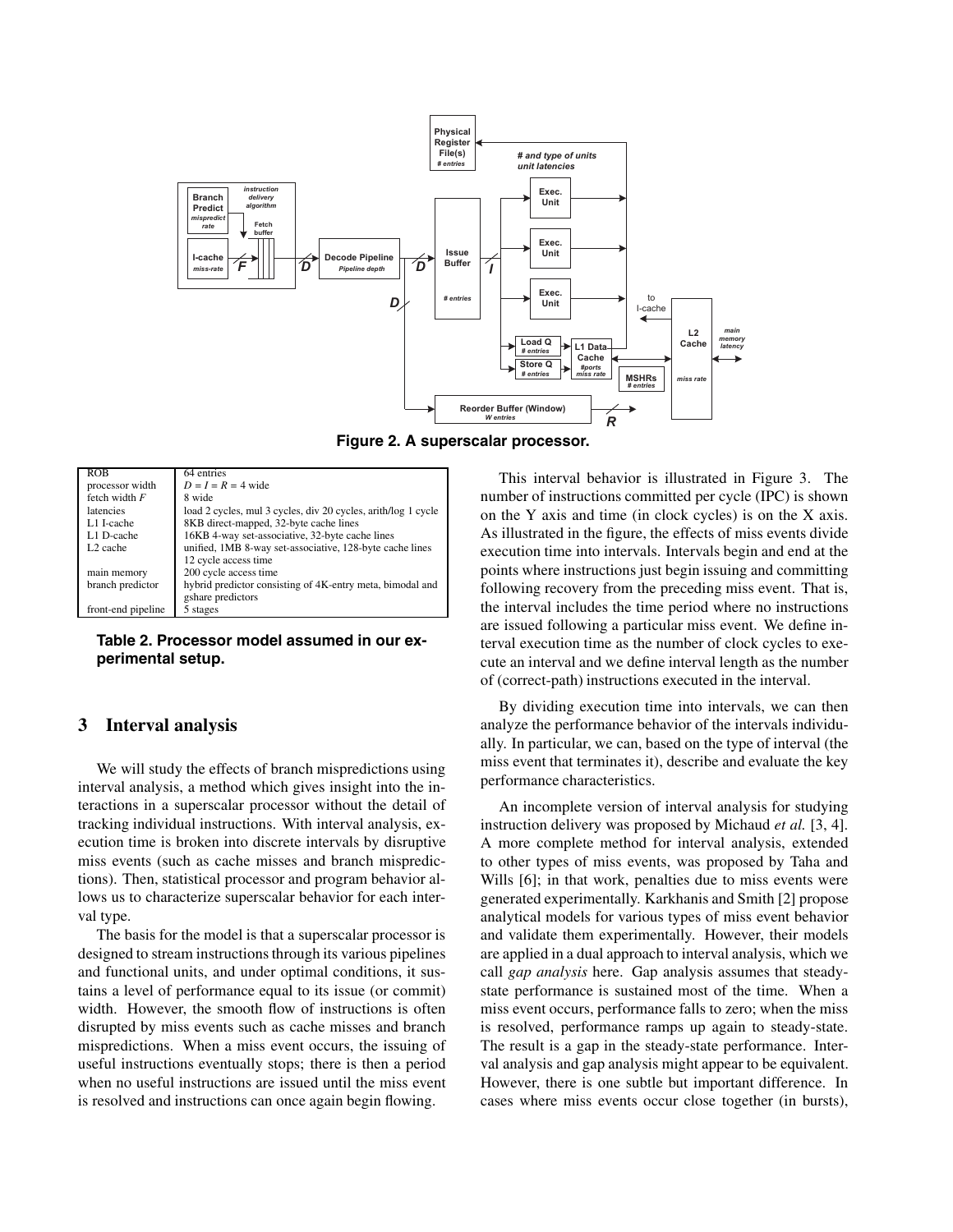Physical Register File(s)
*# entries*

*# and type of units*
*unit latencies*

Branch Predict
*mispredict rate*

*instruction delivery algorithm*

Fetch buffer

I-cache
*miss-rate*

*F*

*D*

Decode Pipeline
*Pipeline depth*

*D*

Issue Buffer

*# entries*

*I*

*D*

Exec. Unit

Exec. Unit

Exec. Unit

to I-cache

L2 Cache

*main memory latency*

Load Q
*# entries*

Store Q
*# entries*

L1 Data Cache
*#ports*
*miss rate*

MSHRs
*# entries*

*miss rate*

Reorder Buffer (Window)
*W entries*

*R*

**Figure 2. A superscalar processor.**

| | |
|---|---|
| ROB | 64 entries |
| processor width | $D = I = R = 4$ wide |
| fetch width $F$ | 8 wide |
| latencies | load 2 cycles, mul 3 cycles, div 20 cycles, arith/log 1 cycle |
| L1 I-cache | 8KB direct-mapped, 32-byte cache lines |
| L1 D-cache | 16KB 4-way set-associative, 32-byte cache lines |
| L2 cache | unified, 1MB 8-way set-associative, 128-byte cache lines 12 cycle access time |
| main memory | 200 cycle access time |
| branch predictor | hybrid predictor consisting of 4K-entry meta, bimodal and gshare predictors |
| front-end pipeline | 5 stages |

**Table 2. Processor model assumed in our experimental setup.**

## 3 Interval analysis

We will study the effects of branch mispredictions using interval analysis, a method which gives insight into the interactions in a superscalar processor without the detail of tracking individual instructions. With interval analysis, execution time is broken into discrete intervals by disruptive miss events (such as cache misses and branch mispredictions). Then, statistical processor and program behavior allows us to characterize superscalar behavior for each interval type.

The basis for the model is that a superscalar processor is designed to stream instructions through its various pipelines and functional units, and under optimal conditions, it sustains a level of performance equal to its issue (or commit) width. However, the smooth flow of instructions is often disrupted by miss events such as cache misses and branch mispredictions. When a miss event occurs, the issuing of useful instructions eventually stops; there is then a period when no useful instructions are issued until the miss event is resolved and instructions can once again begin flowing.

This interval behavior is illustrated in Figure 3. The number of instructions committed per cycle (IPC) is shown on the Y axis and time (in clock cycles) is on the X axis. As illustrated in the figure, the effects of miss events divide execution time into intervals. Intervals begin and end at the points where instructions just begin issuing and committing following recovery from the preceding miss event. That is, the interval includes the time period where no instructions are issued following a particular miss event. We define interval execution time as the number of clock cycles to execute an interval and we define interval length as the number of (correct-path) instructions executed in the interval.

By dividing execution time into intervals, we can then analyze the performance behavior of the intervals individually. In particular, we can, based on the type of interval (the miss event that terminates it), describe and evaluate the key performance characteristics.

An incomplete version of interval analysis for studying instruction delivery was proposed by Michaud *et al.* [3, 4]. A more complete method for interval analysis, extended to other types of miss events, was proposed by Taha and Wills [6]; in that work, penalties due to miss events were generated experimentally. Karkhanis and Smith [2] propose analytical models for various types of miss event behavior and validate them experimentally. However, their models are applied in a dual approach to interval analysis, which we call *gap analysis* here. Gap analysis assumes that steady-state performance is sustained most of the time. When a miss event occurs, performance falls to zero; when the miss is resolved, performance ramps up again to steady-state. The result is a gap in the steady-state performance. Interval analysis and gap analysis might appear to be equivalent. However, there is one subtle but important difference. In cases where miss events occur close together (in bursts),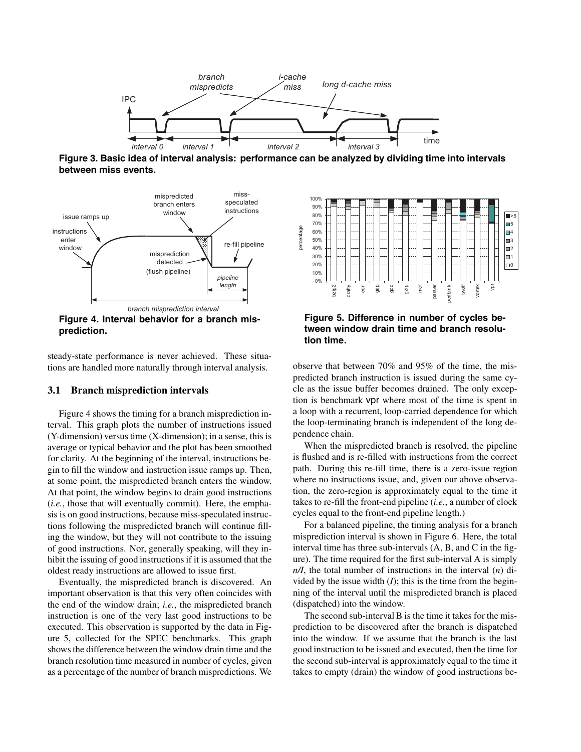IPC

branch mispredicts

i-cache miss

long d-cache miss

time

interval 0

interval 1

interval 2

interval 3

**Figure 3. Basic idea of interval analysis: performance can be analyzed by dividing time into intervals between miss events.**

issue ramps up

instructions enter window

mispredicted branch enters window

miss-speculated instructions

misprediction detected

(flush pipeline)

re-fill pipeline

pipeline length

branch misprediction interval

**Figure 4. Interval behavior for a branch misprediction.**

percentage

100%
90%
80%
70%
60%
50%
40%
30%
20%
10%
0%

bzip2
crafty
eon
gap
gcc
gzip
mcf
parser
perlbmk
twolf
vortex
vpr

>5
5
4
3
2
1
0

**Figure 5. Difference in number of cycles between window drain time and branch resolution time.**

steady-state performance is never achieved. These situations are handled more naturally through interval analysis.

### 3.1 Branch misprediction intervals

Figure 4 shows the timing for a branch misprediction interval. This graph plots the number of instructions issued (Y-dimension) versus time (X-dimension); in a sense, this is average or typical behavior and the plot has been smoothed for clarity. At the beginning of the interval, instructions begin to fill the window and instruction issue ramps up. Then, at some point, the mispredicted branch enters the window. At that point, the window begins to drain good instructions (*i.e.*, those that will eventually commit). Here, the emphasis is on good instructions, because miss-speculated instructions following the mispredicted branch will continue filling the window, but they will not contribute to the issuing of good instructions. Nor, generally speaking, will they inhibit the issuing of good instructions if it is assumed that the oldest ready instructions are allowed to issue first.

Eventually, the mispredicted branch is discovered. An important observation is that this very often coincides with the end of the window drain; *i.e.*, the mispredicted branch instruction is one of the very last good instructions to be executed. This observation is supported by the data in Figure 5, collected for the SPEC benchmarks. This graph shows the difference between the window drain time and the branch resolution time measured in number of cycles, given as a percentage of the number of branch mispredictions. We observe that between 70% and 95% of the time, the mispredicted branch instruction is issued during the same cycle as the issue buffer becomes drained. The only exception is benchmark vpr where most of the time is spent in a loop with a recurrent, loop-carried dependence for which the loop-terminating branch is independent of the long dependence chain.

When the mispredicted branch is resolved, the pipeline is flushed and is re-filled with instructions from the correct path. During this re-fill time, there is a zero-issue region where no instructions issue, and, given our above observation, the zero-region is approximately equal to the time it takes to re-fill the front-end pipeline (*i.e.*, a number of clock cycles equal to the front-end pipeline length.)

For a balanced pipeline, the timing analysis for a branch misprediction interval is shown in Figure 6. Here, the total interval time has three sub-intervals (A, B, and C in the figure). The time required for the first sub-interval A is simply $n/I$, the total number of instructions in the interval ($n$) divided by the issue width ($I$); this is the time from the beginning of the interval until the mispredicted branch is placed (dispatched) into the window.

The second sub-interval B is the time it takes for the misprediction to be discovered after the branch is dispatched into the window. If we assume that the branch is the last good instruction to be issued and executed, then the time for the second sub-interval is approximately equal to the time it takes to empty (drain) the window of good instructions be-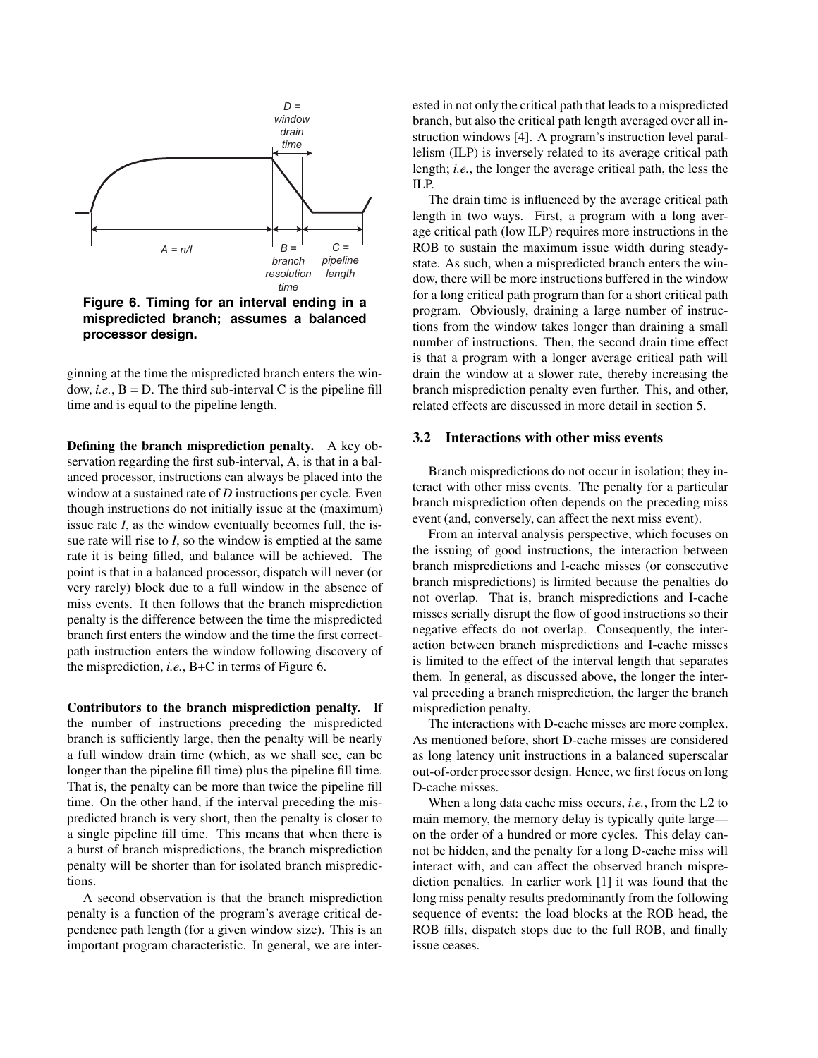D = window drain time

A = n/I

B = branch resolution time

C = pipeline length

**Figure 6. Timing for an interval ending in a mispredicted branch; assumes a balanced processor design.**

ginning at the time the mispredicted branch enters the window, *i.e.*, B = D. The third sub-interval C is the pipeline fill time and is equal to the pipeline length.

**Defining the branch misprediction penalty.** A key observation regarding the first sub-interval, A, is that in a balanced processor, instructions can always be placed into the window at a sustained rate of *D* instructions per cycle. Even though instructions do not initially issue at the (maximum) issue rate *I*, as the window eventually becomes full, the issue rate will rise to *I*, so the window is emptied at the same rate it is being filled, and balance will be achieved. The point is that in a balanced processor, dispatch will never (or very rarely) block due to a full window in the absence of miss events. It then follows that the branch misprediction penalty is the difference between the time the mispredicted branch first enters the window and the time the first correct-path instruction enters the window following discovery of the misprediction, *i.e.*, B+C in terms of Figure 6.

**Contributors to the branch misprediction penalty.** If the number of instructions preceding the mispredicted branch is sufficiently large, then the penalty will be nearly a full window drain time (which, as we shall see, can be longer than the pipeline fill time) plus the pipeline fill time. That is, the penalty can be more than twice the pipeline fill time. On the other hand, if the interval preceding the mispredicted branch is very short, then the penalty is closer to a single pipeline fill time. This means that when there is a burst of branch mispredictions, the branch misprediction penalty will be shorter than for isolated branch mispredictions.

A second observation is that the branch misprediction penalty is a function of the program's average critical dependence path length (for a given window size). This is an important program characteristic. In general, we are interested in not only the critical path that leads to a mispredicted branch, but also the critical path length averaged over all instruction windows [4]. A program's instruction level parallelism (ILP) is inversely related to its average critical path length; *i.e.*, the longer the average critical path, the less the ILP.

The drain time is influenced by the average critical path length in two ways. First, a program with a long average critical path (low ILP) requires more instructions in the ROB to sustain the maximum issue width during steady-state. As such, when a mispredicted branch enters the window, there will be more instructions buffered in the window for a long critical path program than for a short critical path program. Obviously, draining a large number of instructions from the window takes longer than draining a small number of instructions. Then, the second drain time effect is that a program with a longer average critical path will drain the window at a slower rate, thereby increasing the branch misprediction penalty even further. This, and other, related effects are discussed in more detail in section 5.

## 3.2 Interactions with other miss events

Branch mispredictions do not occur in isolation; they interact with other miss events. The penalty for a particular branch misprediction often depends on the preceding miss event (and, conversely, can affect the next miss event).

From an interval analysis perspective, which focuses on the issuing of good instructions, the interaction between branch mispredictions and I-cache misses (or consecutive branch mispredictions) is limited because the penalties do not overlap. That is, branch mispredictions and I-cache misses serially disrupt the flow of good instructions so their negative effects do not overlap. Consequently, the interaction between branch mispredictions and I-cache misses is limited to the effect of the interval length that separates them. In general, as discussed above, the longer the interval preceding a branch misprediction, the larger the branch misprediction penalty.

The interactions with D-cache misses are more complex. As mentioned before, short D-cache misses are considered as long latency unit instructions in a balanced superscalar out-of-order processor design. Hence, we first focus on long D-cache misses.

When a long data cache miss occurs, *i.e.*, from the L2 to main memory, the memory delay is typically quite large—on the order of a hundred or more cycles. This delay cannot be hidden, and the penalty for a long D-cache miss will interact with, and can affect the observed branch misprediction penalties. In earlier work [1] it was found that the long miss penalty results predominantly from the following sequence of events: the load blocks at the ROB head, the ROB fills, dispatch stops due to the full ROB, and finally issue ceases.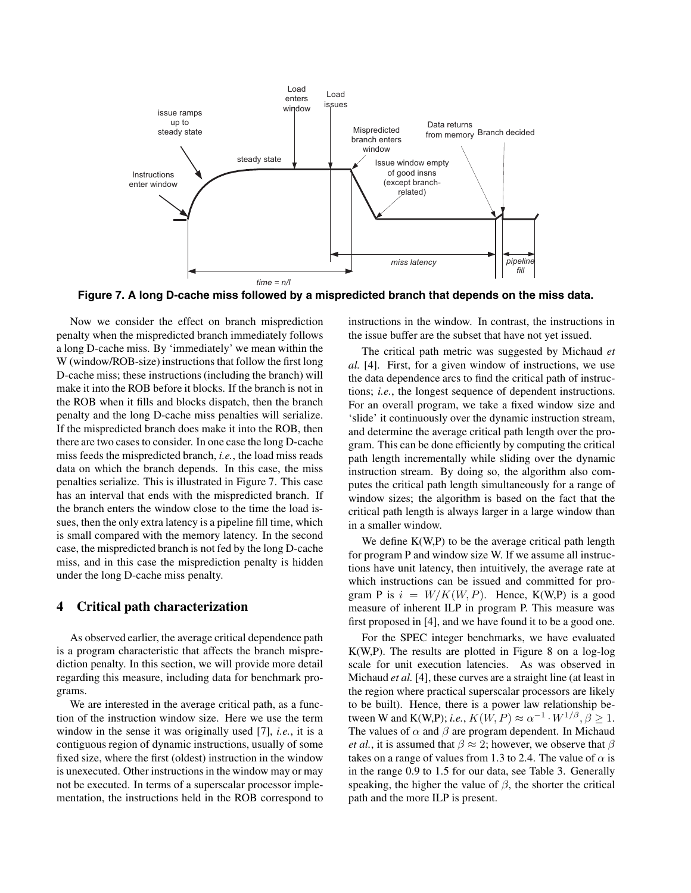Load enters window

Load issues

issue ramps up to steady state

steady state

Mispredicted branch enters window

Data returns from memory

Branch decided

Issue window empty of good insns (except branch-related)

Instructions enter window

miss latency

pipeline fill

time = n/I

**Figure 7. A long D-cache miss followed by a mispredicted branch that depends on the miss data.**

Now we consider the effect on branch misprediction penalty when the mispredicted branch immediately follows a long D-cache miss. By 'immediately' we mean within the W (window/ROB-size) instructions that follow the first long D-cache miss; these instructions (including the branch) will make it into the ROB before it blocks. If the branch is not in the ROB when it fills and blocks dispatch, then the branch penalty and the long D-cache miss penalties will serialize. If the mispredicted branch does make it into the ROB, then there are two cases to consider. In one case the long D-cache miss feeds the mispredicted branch, *i.e.*, the load miss reads data on which the branch depends. In this case, the miss penalties serialize. This is illustrated in Figure 7. This case has an interval that ends with the mispredicted branch. If the branch enters the window close to the time the load issues, then the only extra latency is a pipeline fill time, which is small compared with the memory latency. In the second case, the mispredicted branch is not fed by the long D-cache miss, and in this case the misprediction penalty is hidden under the long D-cache miss penalty.

## 4 Critical path characterization

As observed earlier, the average critical dependence path is a program characteristic that affects the branch misprediction penalty. In this section, we will provide more detail regarding this measure, including data for benchmark programs.

We are interested in the average critical path, as a function of the instruction window size. Here we use the term window in the sense it was originally used [7], *i.e.*, it is a contiguous region of dynamic instructions, usually of some fixed size, where the first (oldest) instruction in the window is unexecuted. Other instructions in the window may or may not be executed. In terms of a superscalar processor implementation, the instructions held in the ROB correspond to instructions in the window. In contrast, the instructions in the issue buffer are the subset that have not yet issued.

The critical path metric was suggested by Michaud *et al.* [4]. First, for a given window of instructions, we use the data dependence arcs to find the critical path of instructions; *i.e.*, the longest sequence of dependent instructions. For an overall program, we take a fixed window size and 'slide' it continuously over the dynamic instruction stream, and determine the average critical path length over the program. This can be done efficiently by computing the critical path length incrementally while sliding over the dynamic instruction stream. By doing so, the algorithm also computes the critical path length simultaneously for a range of window sizes; the algorithm is based on the fact that the critical path length is always larger in a large window than in a smaller window.

We define K(W,P) to be the average critical path length for program P and window size W. If we assume all instructions have unit latency, then intuitively, the average rate at which instructions can be issued and committed for program P is $i = W/K(W,P)$. Hence, K(W,P) is a good measure of inherent ILP in program P. This measure was first proposed in [4], and we have found it to be a good one.

For the SPEC integer benchmarks, we have evaluated K(W,P). The results are plotted in Figure 8 on a log-log scale for unit execution latencies. As was observed in Michaud *et al.* [4], these curves are a straight line (at least in the region where practical superscalar processors are likely to be built). Hence, there is a power law relationship between W and K(W,P); *i.e.*, $K(W,P) \approx \alpha^{-1} \cdot W^{1/\beta}, \beta \geq 1$. The values of $\alpha$ and $\beta$ are program dependent. In Michaud *et al.*, it is assumed that $\beta \approx 2$; however, we observe that $\beta$ takes on a range of values from 1.3 to 2.4. The value of $\alpha$ is in the range 0.9 to 1.5 for our data, see Table 3. Generally speaking, the higher the value of $\beta$, the shorter the critical path and the more ILP is present.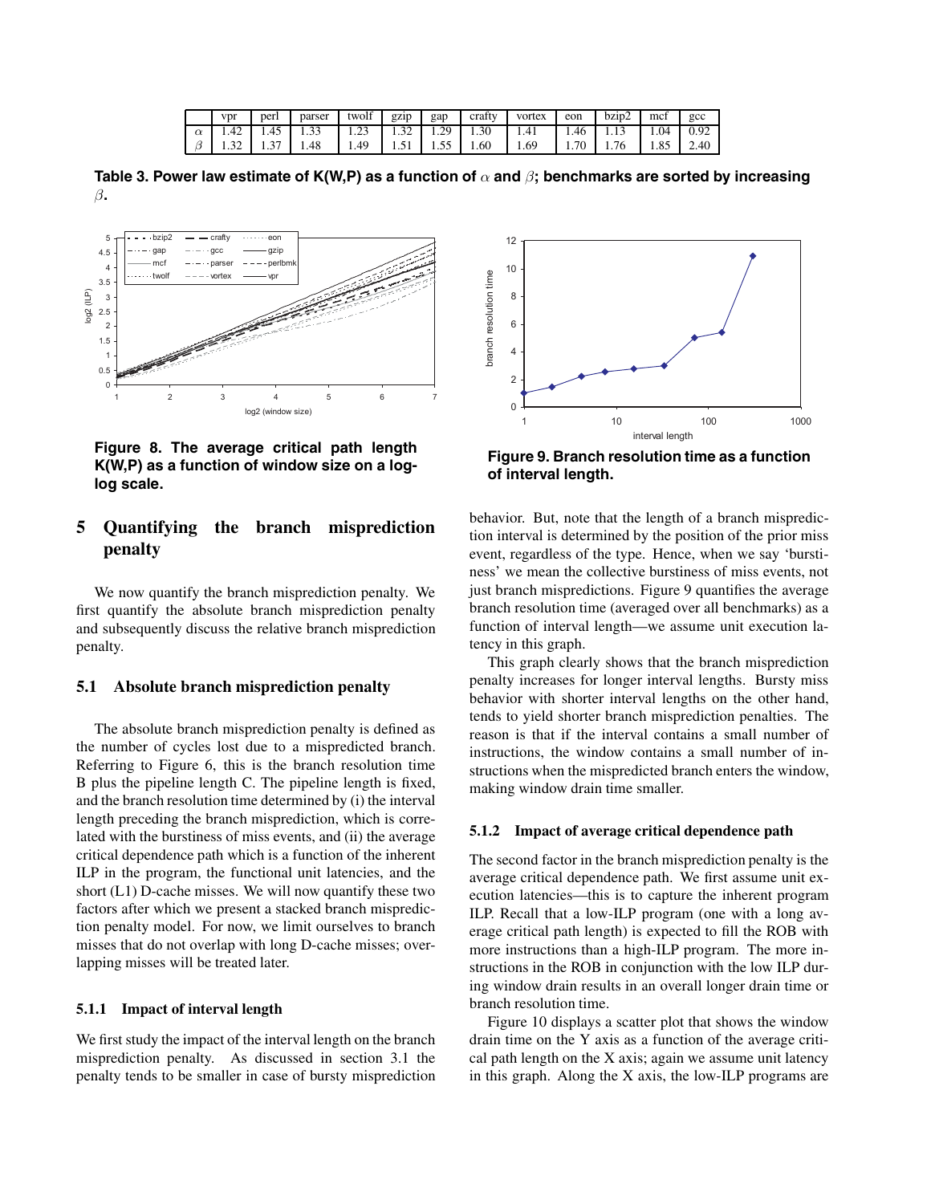|  | vpr | perl | parser | twolf | gzip | gap | crafty | vortex | eon | bzip2 | mcf | gcc |
|---|---|---|---|---|---|---|---|---|---|---|---|---|
| $\alpha$ | 1.42 | 1.45 | 1.33 | 1.23 | 1.32 | 1.29 | 1.30 | 1.41 | 1.46 | 1.13 | 1.04 | 0.92 |
| $\beta$ | 1.32 | 1.37 | 1.48 | 1.49 | 1.51 | 1.55 | 1.60 | 1.69 | 1.70 | 1.76 | 1.85 | 2.40 |

**Table 3. Power law estimate of K(W,P) as a function of $\alpha$ and $\beta$; benchmarks are sorted by increasing $\beta$.**

**Figure 8. The average critical path length K(W,P) as a function of window size on a log-log scale.**

**Figure 9. Branch resolution time as a function of interval length.**

## 5 Quantifying the branch misprediction penalty

We now quantify the branch misprediction penalty. We first quantify the absolute branch misprediction penalty and subsequently discuss the relative branch misprediction penalty.

### 5.1 Absolute branch misprediction penalty

The absolute branch misprediction penalty is defined as the number of cycles lost due to a mispredicted branch. Referring to Figure 6, this is the branch resolution time B plus the pipeline length C. The pipeline length is fixed, and the branch resolution time determined by (i) the interval length preceding the branch misprediction, which is correlated with the burstiness of miss events, and (ii) the average critical dependence path which is a function of the inherent ILP in the program, the functional unit latencies, and the short (L1) D-cache misses. We will now quantify these two factors after which we present a stacked branch misprediction penalty model. For now, we limit ourselves to branch misses that do not overlap with long D-cache misses; overlapping misses will be treated later.

#### 5.1.1 Impact of interval length

We first study the impact of the interval length on the branch misprediction penalty. As discussed in section 3.1 the penalty tends to be smaller in case of bursty misprediction behavior. But, note that the length of a branch misprediction interval is determined by the position of the prior miss event, regardless of the type. Hence, when we say 'burstiness' we mean the collective burstiness of miss events, not just branch mispredictions. Figure 9 quantifies the average branch resolution time (averaged over all benchmarks) as a function of interval length—we assume unit execution latency in this graph.

This graph clearly shows that the branch misprediction penalty increases for longer interval lengths. Bursty miss behavior with shorter interval lengths on the other hand, tends to yield shorter branch misprediction penalties. The reason is that if the interval contains a small number of instructions, the window contains a small number of instructions when the mispredicted branch enters the window, making window drain time smaller.

#### 5.1.2 Impact of average critical dependence path

The second factor in the branch misprediction penalty is the average critical dependence path. We first assume unit execution latencies—this is to capture the inherent program ILP. Recall that a low-ILP program (one with a long average critical path length) is expected to fill the ROB with more instructions than a high-ILP program. The more instructions in the ROB in conjunction with the low ILP during window drain results in an overall longer drain time or branch resolution time.

Figure 10 displays a scatter plot that shows the window drain time on the Y axis as a function of the average critical path length on the X axis; again we assume unit latency in this graph. Along the X axis, the low-ILP programs are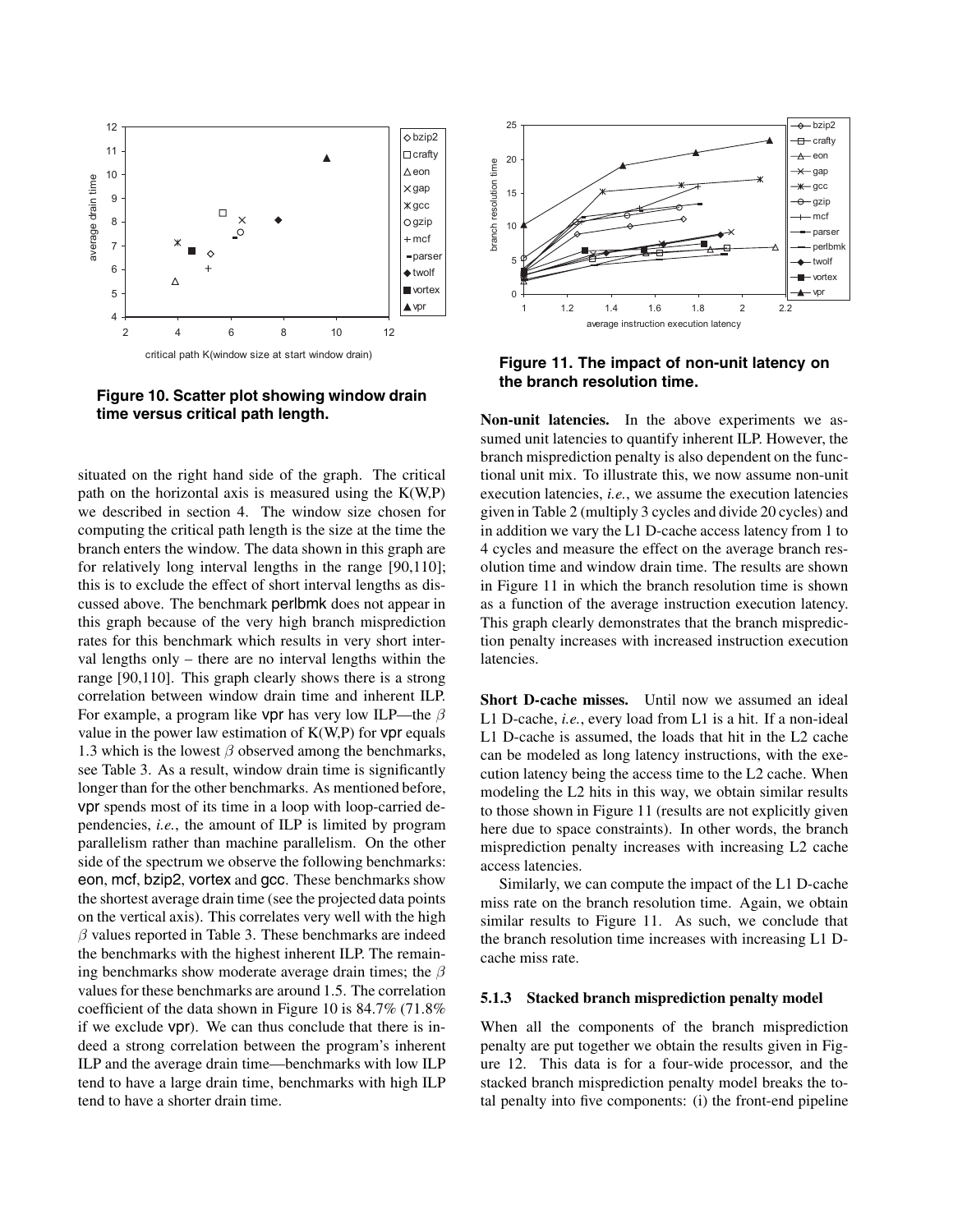Figure 10. Scatter plot showing window drain time versus critical path length.

situated on the right hand side of the graph. The critical path on the horizontal axis is measured using the K(W,P) we described in section 4. The window size chosen for computing the critical path length is the size at the time the branch enters the window. The data shown in this graph are for relatively long interval lengths in the range [90,110]; this is to exclude the effect of short interval lengths as discussed above. The benchmark perlbmk does not appear in this graph because of the very high branch misprediction rates for this benchmark which results in very short interval lengths only – there are no interval lengths within the range [90,110]. This graph clearly shows there is a strong correlation between window drain time and inherent ILP. For example, a program like vpr has very low ILP—the $\beta$ value in the power law estimation of K(W,P) for vpr equals 1.3 which is the lowest $\beta$ observed among the benchmarks, see Table 3. As a result, window drain time is significantly longer than for the other benchmarks. As mentioned before, vpr spends most of its time in a loop with loop-carried dependencies, *i.e.*, the amount of ILP is limited by program parallelism rather than machine parallelism. On the other side of the spectrum we observe the following benchmarks: eon, mcf, bzip2, vortex and gcc. These benchmarks show the shortest average drain time (see the projected data points on the vertical axis). This correlates very well with the high $\beta$ values reported in Table 3. These benchmarks are indeed the benchmarks with the highest inherent ILP. The remaining benchmarks show moderate average drain times; the $\beta$ values for these benchmarks are around 1.5. The correlation coefficient of the data shown in Figure 10 is 84.7% (71.8% if we exclude vpr). We can thus conclude that there is indeed a strong correlation between the program's inherent ILP and the average drain time—benchmarks with low ILP tend to have a large drain time, benchmarks with high ILP tend to have a shorter drain time.

Figure 11. The impact of non-unit latency on the branch resolution time.

**Non-unit latencies.** In the above experiments we assumed unit latencies to quantify inherent ILP. However, the branch misprediction penalty is also dependent on the functional unit mix. To illustrate this, we now assume non-unit execution latencies, *i.e.*, we assume the execution latencies given in Table 2 (multiply 3 cycles and divide 20 cycles) and in addition we vary the L1 D-cache access latency from 1 to 4 cycles and measure the effect on the average branch resolution time and window drain time. The results are shown in Figure 11 in which the branch resolution time is shown as a function of the average instruction execution latency. This graph clearly demonstrates that the branch misprediction penalty increases with increased instruction execution latencies.

**Short D-cache misses.** Until now we assumed an ideal L1 D-cache, *i.e.*, every load from L1 is a hit. If a non-ideal L1 D-cache is assumed, the loads that hit in the L2 cache can be modeled as long latency instructions, with the execution latency being the access time to the L2 cache. When modeling the L2 hits in this way, we obtain similar results to those shown in Figure 11 (results are not explicitly given here due to space constraints). In other words, the branch misprediction penalty increases with increasing L2 cache access latencies.

Similarly, we can compute the impact of the L1 D-cache miss rate on the branch resolution time. Again, we obtain similar results to Figure 11. As such, we conclude that the branch resolution time increases with increasing L1 D-cache miss rate.

### 5.1.3 Stacked branch misprediction penalty model

When all the components of the branch misprediction penalty are put together we obtain the results given in Figure 12. This data is for a four-wide processor, and the stacked branch misprediction penalty model breaks the total penalty into five components: (i) the front-end pipeline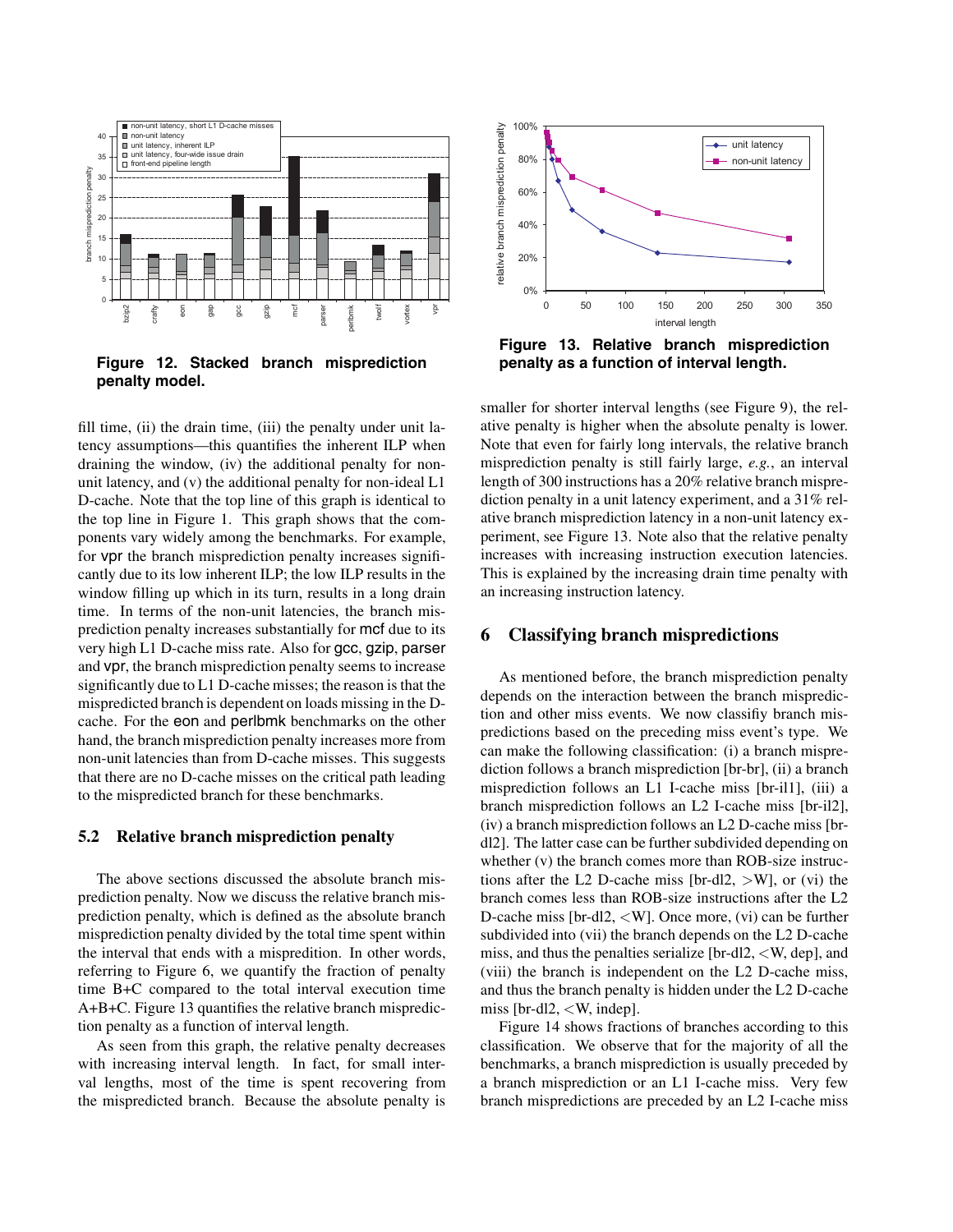Figure 12. Stacked branch misprediction penalty model.

Figure 13. Relative branch misprediction penalty as a function of interval length.

fill time, (ii) the drain time, (iii) the penalty under unit latency assumptions—this quantifies the inherent ILP when draining the window, (iv) the additional penalty for non-unit latency, and (v) the additional penalty for non-ideal L1 D-cache. Note that the top line of this graph is identical to the top line in Figure 1. This graph shows that the components vary widely among the benchmarks. For example, for vpr the branch misprediction penalty increases significantly due to its low inherent ILP; the low ILP results in the window filling up which in its turn, results in a long drain time. In terms of the non-unit latencies, the branch misprediction penalty increases substantially for mcf due to its very high L1 D-cache miss rate. Also for gcc, gzip, parser and vpr, the branch misprediction penalty seems to increase significantly due to L1 D-cache misses; the reason is that the mispredicted branch is dependent on loads missing in the D-cache. For the eon and perlbmk benchmarks on the other hand, the branch misprediction penalty increases more from non-unit latencies than from D-cache misses. This suggests that there are no D-cache misses on the critical path leading to the mispredicted branch for these benchmarks.

### 5.2 Relative branch misprediction penalty

The above sections discussed the absolute branch misprediction penalty. Now we discuss the relative branch misprediction penalty, which is defined as the absolute branch misprediction penalty divided by the total time spent within the interval that ends with a mispredition. In other words, referring to Figure 6, we quantify the fraction of penalty time B+C compared to the total interval execution time A+B+C. Figure 13 quantifies the relative branch misprediction penalty as a function of interval length.

As seen from this graph, the relative penalty decreases with increasing interval length. In fact, for small interval lengths, most of the time is spent recovering from the mispredicted branch. Because the absolute penalty is smaller for shorter interval lengths (see Figure 9), the relative penalty is higher when the absolute penalty is lower. Note that even for fairly long intervals, the relative branch misprediction penalty is still fairly large, *e.g.*, an interval length of 300 instructions has a 20% relative branch misprediction penalty in a unit latency experiment, and a 31% relative branch misprediction latency in a non-unit latency experiment, see Figure 13. Note also that the relative penalty increases with increasing instruction execution latencies. This is explained by the increasing drain time penalty with an increasing instruction latency.

## 6 Classifying branch mispredictions

As mentioned before, the branch misprediction penalty depends on the interaction between the branch misprediction and other miss events. We now classifiy branch mispredictions based on the preceding miss event's type. We can make the following classification: (i) a branch misprediction follows a branch misprediction [br-br], (ii) a branch misprediction follows an L1 I-cache miss [br-il1], (iii) a branch misprediction follows an L2 I-cache miss [br-il2], (iv) a branch misprediction follows an L2 D-cache miss [br-dl2]. The latter case can be further subdivided depending on whether (v) the branch comes more than ROB-size instructions after the L2 D-cache miss [br-dl2, >W], or (vi) the branch comes less than ROB-size instructions after the L2 D-cache miss [br-dl2, <W]. Once more, (vi) can be further subdivided into (vii) the branch depends on the L2 D-cache miss, and thus the penalties serialize [br-dl2, <W, dep], and (viii) the branch is independent on the L2 D-cache miss, and thus the branch penalty is hidden under the L2 D-cache miss [br-dl2, <W, indep].

Figure 14 shows fractions of branches according to this classification. We observe that for the majority of all the benchmarks, a branch misprediction is usually preceded by a branch misprediction or an L1 I-cache miss. Very few branch mispredictions are preceded by an L2 I-cache miss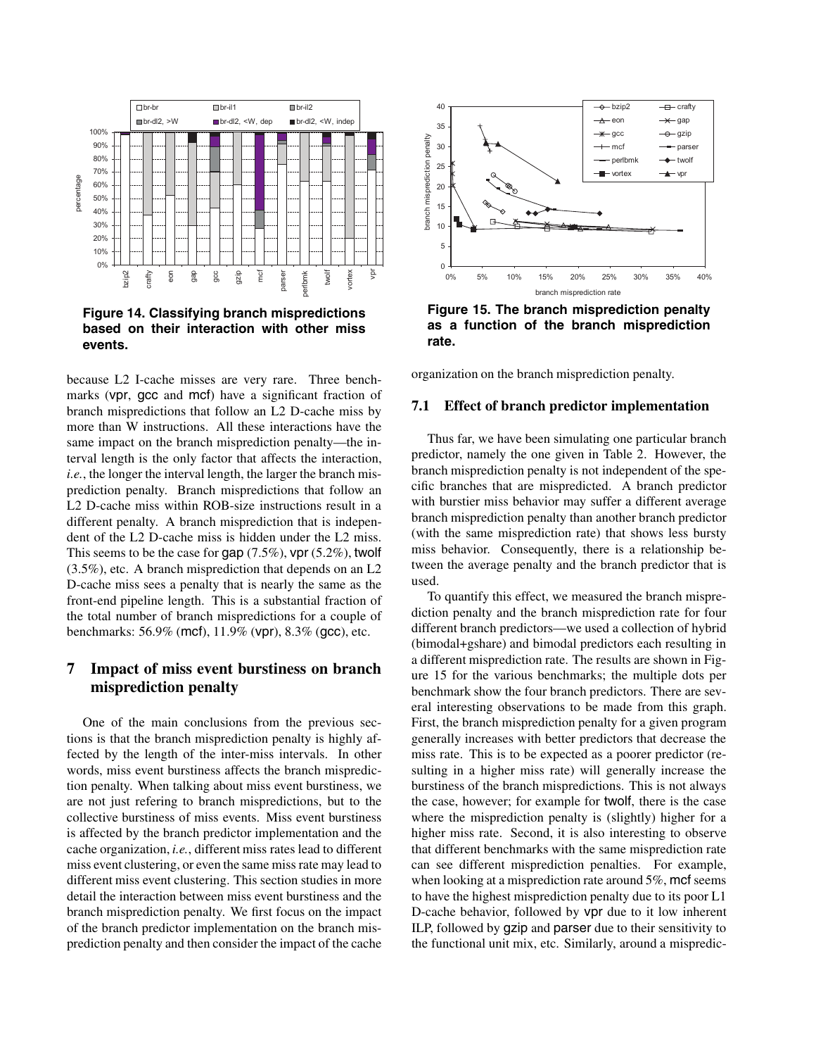□br-br
□br-il1
□br-il2
□br-dl2, >W
■br-dl2, <W, dep
■br-dl2, <W, indep

percentage

100%
90%
80%
70%
60%
50%
40%
30%
20%
10%
0%

bzip2
crafty
eon
gap
gcc
gzip
mcf
parser
perlbmk
twolf
vortex
vpr

**Figure 14. Classifying branch mispredictions based on their interaction with other miss events.**

because L2 I-cache misses are very rare. Three benchmarks (vpr, gcc and mcf) have a significant fraction of branch mispredictions that follow an L2 D-cache miss by more than W instructions. All these interactions have the same impact on the branch misprediction penalty—the interval length is the only factor that affects the interaction, *i.e.*, the longer the interval length, the larger the branch misprediction penalty. Branch mispredictions that follow an L2 D-cache miss within ROB-size instructions result in a different penalty. A branch misprediction that is independent of the L2 D-cache miss is hidden under the L2 miss. This seems to be the case for gap (7.5%), vpr (5.2%), twolf (3.5%), etc. A branch misprediction that depends on an L2 D-cache miss sees a penalty that is nearly the same as the front-end pipeline length. This is a substantial fraction of the total number of branch mispredictions for a couple of benchmarks: 56.9% (mcf), 11.9% (vpr), 8.3% (gcc), etc.

## 7 Impact of miss event burstiness on branch misprediction penalty

One of the main conclusions from the previous sections is that the branch misprediction penalty is highly affected by the length of the inter-miss intervals. In other words, miss event burstiness affects the branch misprediction penalty. When talking about miss event burstiness, we are not just refering to branch mispredictions, but to the collective burstiness of miss events. Miss event burstiness is affected by the branch predictor implementation and the cache organization, *i.e.*, different miss rates lead to different miss event clustering, or even the same miss rate may lead to different miss event clustering. This section studies in more detail the interaction between miss event burstiness and the branch misprediction penalty. We first focus on the impact of the branch predictor implementation on the branch misprediction penalty and then consider the impact of the cache organization on the branch misprediction penalty.

branch misprediction penalty

40
35
30
25
20
15
10
5
0

0%
5%
10%
15%
20%
25%
30%
35%
40%

branch misprediction rate

bzip2
crafty
eon
gap
gcc
gzip
mcf
parser
perlbmk
twolf
vortex
vpr

**Figure 15. The branch misprediction penalty as a function of the branch misprediction rate.**

### 7.1 Effect of branch predictor implementation

Thus far, we have been simulating one particular branch predictor, namely the one given in Table 2. However, the branch misprediction penalty is not independent of the specific branches that are mispredicted. A branch predictor with burstier miss behavior may suffer a different average branch misprediction penalty than another branch predictor (with the same misprediction rate) that shows less bursty miss behavior. Consequently, there is a relationship between the average penalty and the branch predictor that is used.

To quantify this effect, we measured the branch misprediction penalty and the branch misprediction rate for four different branch predictors—we used a collection of hybrid (bimodal+gshare) and bimodal predictors each resulting in a different misprediction rate. The results are shown in Figure 15 for the various benchmarks; the multiple dots per benchmark show the four branch predictors. There are several interesting observations to be made from this graph. First, the branch misprediction penalty for a given program generally increases with better predictors that decrease the miss rate. This is to be expected as a poorer predictor (resulting in a higher miss rate) will generally increase the burstiness of the branch mispredictions. This is not always the case, however; for example for twolf, there is the case where the misprediction penalty is (slightly) higher for a higher miss rate. Second, it is also interesting to observe that different benchmarks with the same misprediction rate can see different misprediction penalties. For example, when looking at a misprediction rate around 5%, mcf seems to have the highest misprediction penalty due to its poor L1 D-cache behavior, followed by vpr due to it low inherent ILP, followed by gzip and parser due to their sensitivity to the functional unit mix, etc. Similarly, around a mispredic-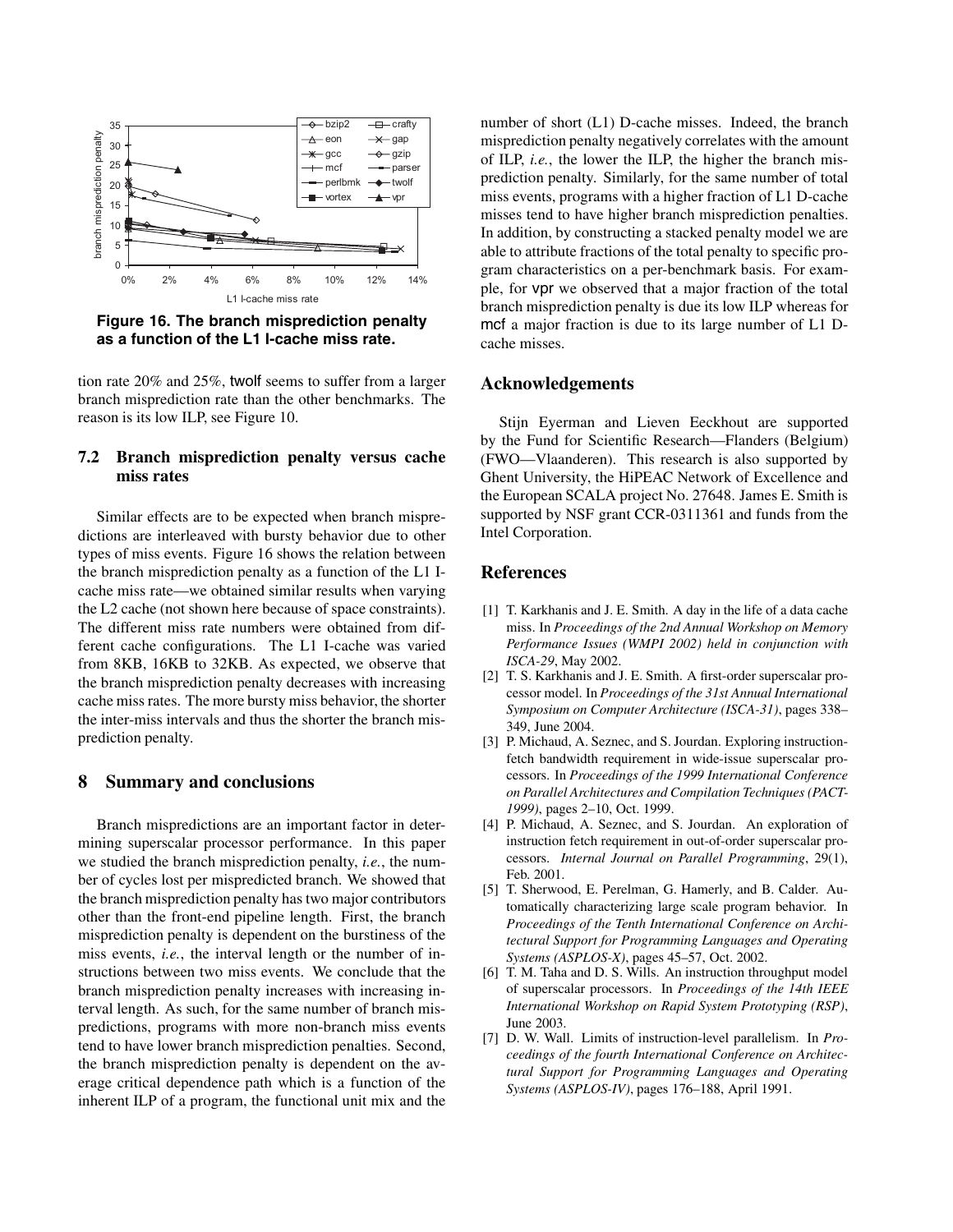35
30
25
20
15
10
5
0
branch misprediction penalty
0%
2%
4%
6%
8%
10%
12%
14%
L1 I-cache miss rate
bzip2
crafty
eon
gap
gcc
gzip
mcf
parser
perlbmk
twolf
vortex
vpr

**Figure 16. The branch misprediction penalty as a function of the L1 I-cache miss rate.**

tion rate 20% and 25%, twolf seems to suffer from a larger branch misprediction rate than the other benchmarks. The reason is its low ILP, see Figure 10.

### 7.2 Branch misprediction penalty versus cache miss rates

Similar effects are to be expected when branch mispredictions are interleaved with bursty behavior due to other types of miss events. Figure 16 shows the relation between the branch misprediction penalty as a function of the L1 I-cache miss rate—we obtained similar results when varying the L2 cache (not shown here because of space constraints). The different miss rate numbers were obtained from different cache configurations. The L1 I-cache was varied from 8KB, 16KB to 32KB. As expected, we observe that the branch misprediction penalty decreases with increasing cache miss rates. The more bursty miss behavior, the shorter the inter-miss intervals and thus the shorter the branch misprediction penalty.

## 8 Summary and conclusions

Branch mispredictions are an important factor in determining superscalar processor performance. In this paper we studied the branch misprediction penalty, *i.e.*, the number of cycles lost per mispredicted branch. We showed that the branch misprediction penalty has two major contributors other than the front-end pipeline length. First, the branch misprediction penalty is dependent on the burstiness of the miss events, *i.e.*, the interval length or the number of instructions between two miss events. We conclude that the branch misprediction penalty increases with increasing interval length. As such, for the same number of branch mispredictions, programs with more non-branch miss events tend to have lower branch misprediction penalties. Second, the branch misprediction penalty is dependent on the average critical dependence path which is a function of the inherent ILP of a program, the functional unit mix and the number of short (L1) D-cache misses. Indeed, the branch misprediction penalty negatively correlates with the amount of ILP, *i.e.*, the lower the ILP, the higher the branch misprediction penalty. Similarly, for the same number of total miss events, programs with a higher fraction of L1 D-cache misses tend to have higher branch misprediction penalties. In addition, by constructing a stacked penalty model we are able to attribute fractions of the total penalty to specific program characteristics on a per-benchmark basis. For example, for vpr we observed that a major fraction of the total branch misprediction penalty is due its low ILP whereas for mcf a major fraction is due to its large number of L1 D-cache misses.

## Acknowledgements

Stijn Eyerman and Lieven Eeckhout are supported by the Fund for Scientific Research—Flanders (Belgium) (FWO—Vlaanderen). This research is also supported by Ghent University, the HiPEAC Network of Excellence and the European SCALA project No. 27648. James E. Smith is supported by NSF grant CCR-0311361 and funds from the Intel Corporation.

## References

[1] T. Karkhanis and J. E. Smith. A day in the life of a data cache miss. In *Proceedings of the 2nd Annual Workshop on Memory Performance Issues (WMPI 2002) held in conjunction with ISCA-29*, May 2002.

[2] T. S. Karkhanis and J. E. Smith. A first-order superscalar processor model. In *Proceedings of the 31st Annual International Symposium on Computer Architecture (ISCA-31)*, pages 338–349, June 2004.

[3] P. Michaud, A. Seznec, and S. Jourdan. Exploring instruction-fetch bandwidth requirement in wide-issue superscalar processors. In *Proceedings of the 1999 International Conference on Parallel Architectures and Compilation Techniques (PACT-1999)*, pages 2–10, Oct. 1999.

[4] P. Michaud, A. Seznec, and S. Jourdan. An exploration of instruction fetch requirement in out-of-order superscalar processors. *Internal Journal on Parallel Programming*, 29(1), Feb. 2001.

[5] T. Sherwood, E. Perelman, G. Hamerly, and B. Calder. Automatically characterizing large scale program behavior. In *Proceedings of the Tenth International Conference on Architectural Support for Programming Languages and Operating Systems (ASPLOS-X)*, pages 45–57, Oct. 2002.

[6] T. M. Taha and D. S. Wills. An instruction throughput model of superscalar processors. In *Proceedings of the 14th IEEE International Workshop on Rapid System Prototyping (RSP)*, June 2003.

[7] D. W. Wall. Limits of instruction-level parallelism. In *Proceedings of the fourth International Conference on Architectural Support for Programming Languages and Operating Systems (ASPLOS-IV)*, pages 176–188, April 1991.